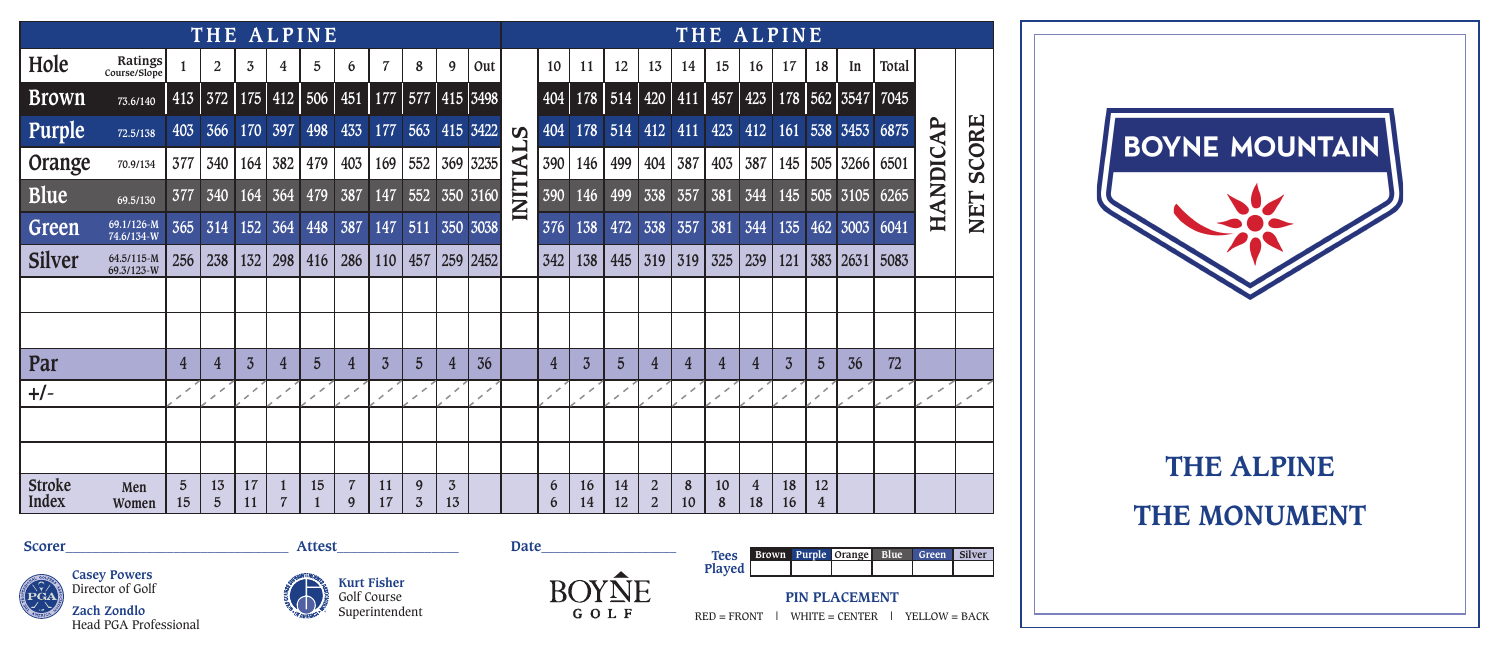## THE ALPINE

| Hole | Ratings Course/Slope | 1 | 2 | 3 | 4 | 5 | 6 | 7 | 8 | 9 | Out | INITIALS | 10 | 11 | 12 | 13 | 14 | 15 | 16 | 17 | 18 | In | Total | HANDICAP | NET SCORE |
|---|---|---|---|---|---|---|---|---|---|---|---|---|---|---|---|---|---|---|---|---|---|---|---|---|---|
| Brown | 73.6/140 | 413 | 372 | 175 | 412 | 506 | 451 | 177 | 577 | 415 | 3498 | | 404 | 178 | 514 | 420 | 411 | 457 | 423 | 178 | 562 | 3547 | 7045 | | |
| Purple | 72.5/138 | 403 | 366 | 170 | 397 | 498 | 433 | 177 | 563 | 415 | 3422 | | 404 | 178 | 514 | 412 | 411 | 423 | 412 | 161 | 538 | 3453 | 6875 | | |
| Orange | 70.9/134 | 377 | 340 | 164 | 382 | 479 | 403 | 169 | 552 | 369 | 3235 | | 390 | 146 | 499 | 404 | 387 | 403 | 387 | 145 | 505 | 3266 | 6501 | | |
| Blue | 69.5/130 | 377 | 340 | 164 | 364 | 479 | 387 | 147 | 552 | 350 | 3160 | | 390 | 146 | 499 | 338 | 357 | 381 | 344 | 145 | 505 | 3105 | 6265 | | |
| Green | 69.1/126-M 74.6/134-W | 365 | 314 | 152 | 364 | 448 | 387 | 147 | 511 | 350 | 3038 | | 376 | 138 | 472 | 338 | 357 | 381 | 344 | 135 | 462 | 3003 | 6041 | | |
| Silver | 64.5/115-M 69.3/123-W | 256 | 238 | 132 | 298 | 416 | 286 | 110 | 457 | 259 | 2452 | | 342 | 138 | 445 | 319 | 319 | 325 | 239 | 121 | 383 | 2631 | 5083 | | |
| | | | | | | | | | | | | | | | | | | | | | | | | | |
| | | | | | | | | | | | | | | | | | | | | | | | | | |
| Par | | 4 | 4 | 3 | 4 | 5 | 4 | 3 | 5 | 4 | 36 | | 4 | 3 | 5 | 4 | 4 | 4 | 4 | 3 | 5 | 36 | 72 | | |
| +/- | | | | | | | | | | | | | | | | | | | | | | | | | |
| | | | | | | | | | | | | | | | | | | | | | | | | | |
| | | | | | | | | | | | | | | | | | | | | | | | | | |
| Stroke Index | Men | 5 | 13 | 17 | 1 | 15 | 7 | 11 | 9 | 3 | | | 6 | 16 | 14 | 2 | 8 | 10 | 4 | 18 | 12 | | | | |
| | Women | 15 | 5 | 11 | 7 | 1 | 9 | 17 | 3 | 13 | | | 6 | 14 | 12 | 2 | 10 | 8 | 18 | 16 | 4 | | | | |

Scorer\_\_\_\_\_\_\_\_\_\_\_\_\_\_\_\_ Attest\_\_\_\_\_\_\_\_\_\_\_\_\_\_\_\_ Date\_\_\_\_\_\_\_\_\_\_\_\_\_\_\_\_

**Casey Powers**
Director of Golf

**Zach Zondlo**
Head PGA Professional

**Kurt Fisher**
Golf Course Superintendent

BOYNE GOLF

| Tees Played | Brown | Purple | Orange | Blue | Green | Silver |
|---|---|---|---|---|---|---|
| | | | | | | |

**PIN PLACEMENT**

RED = FRONT | WHITE = CENTER | YELLOW = BACK

# BOYNE MOUNTAIN

## THE ALPINE
## THE MONUMENT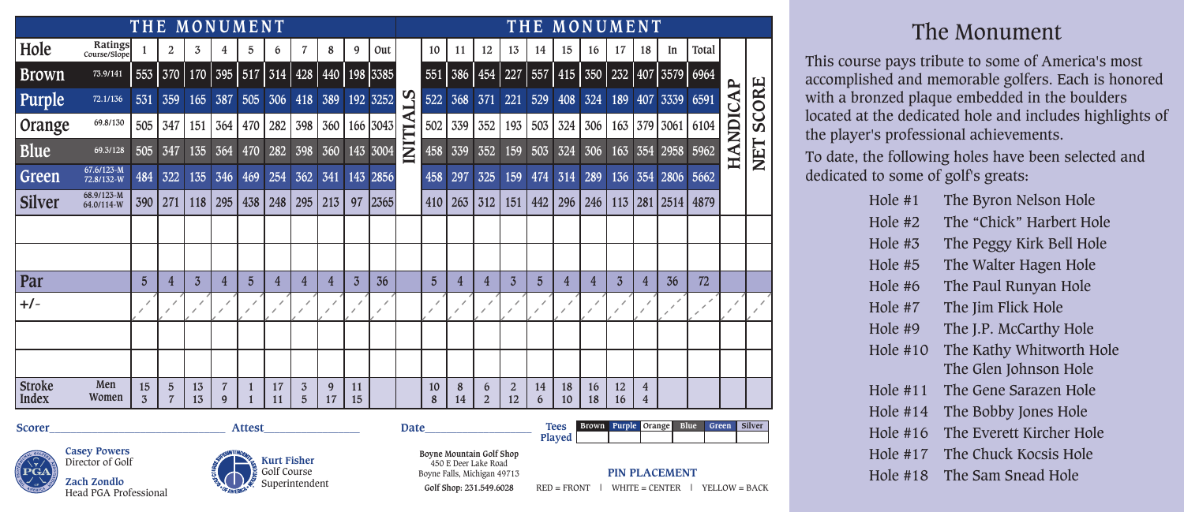# THE MONUMENT

| Hole | Ratings Course/Slope | 1 | 2 | 3 | 4 | 5 | 6 | 7 | 8 | 9 | Out | INITIALS | 10 | 11 | 12 | 13 | 14 | 15 | 16 | 17 | 18 | In | Total | HANDICAP | NET SCORE |
|---|---|---|---|---|---|---|---|---|---|---|---|---|---|---|---|---|---|---|---|---|---|---|---|---|---|
| Brown | 73.9/141 | 553 | 370 | 170 | 395 | 517 | 314 | 428 | 440 | 198 | 3385 | | 551 | 386 | 454 | 227 | 557 | 415 | 350 | 232 | 407 | 3579 | 6964 | | |
| Purple | 72.1/136 | 531 | 359 | 165 | 387 | 505 | 306 | 418 | 389 | 192 | 3252 | | 522 | 368 | 371 | 221 | 529 | 408 | 324 | 189 | 407 | 3339 | 6591 | | |
| Orange | 69.8/130 | 505 | 347 | 151 | 364 | 470 | 282 | 398 | 360 | 166 | 3043 | | 502 | 339 | 352 | 193 | 503 | 324 | 306 | 163 | 379 | 3061 | 6104 | | |
| Blue | 69.3/128 | 505 | 347 | 135 | 364 | 470 | 282 | 398 | 360 | 143 | 3004 | | 458 | 339 | 352 | 159 | 503 | 324 | 306 | 163 | 354 | 2958 | 5962 | | |
| Green | 67.6/123-M 72.8/132-W | 484 | 322 | 135 | 346 | 469 | 254 | 362 | 341 | 143 | 2856 | | 458 | 297 | 325 | 159 | 474 | 314 | 289 | 136 | 354 | 2806 | 5662 | | |
| Silver | 68.9/123-M 64.0/114-W | 390 | 271 | 118 | 295 | 438 | 248 | 295 | 213 | 97 | 2365 | | 410 | 263 | 312 | 151 | 442 | 296 | 246 | 113 | 281 | 2514 | 4879 | | |
| | | | | | | | | | | | | | | | | | | | | | | | | | |
| | | | | | | | | | | | | | | | | | | | | | | | | | |
| Par | | 5 | 4 | 3 | 4 | 5 | 4 | 4 | 4 | 3 | 36 | | 5 | 4 | 4 | 3 | 5 | 4 | 4 | 3 | 4 | 36 | 72 | | |
| +/- | | | | | | | | | | | | | | | | | | | | | | | | | |
| | | | | | | | | | | | | | | | | | | | | | | | | | |
| | | | | | | | | | | | | | | | | | | | | | | | | | |
| Stroke Index | Men | 15 | 5 | 13 | 7 | 1 | 17 | 3 | 9 | 11 | | | 10 | 8 | 6 | 2 | 14 | 18 | 16 | 12 | 4 | | | | |
| | Women | 3 | 7 | 13 | 9 | 1 | 11 | 5 | 17 | 15 | | | 8 | 14 | 2 | 12 | 6 | 10 | 18 | 16 | 4 | | | | |

Scorer_______________ Attest_______________ Date_______________

Tees Played: Brown | Purple | Orange | Blue | Green | Silver

**Casey Powers**
Director of Golf

**Zach Zondlo**
Head PGA Professional

**Kurt Fisher**
Golf Course Superintendent

Boyne Mountain Golf Shop
450 E Deer Lake Road
Boyne Falls, Michigan 49713
**Golf Shop: 231.549.6028**

**PIN PLACEMENT**
RED = FRONT | WHITE = CENTER | YELLOW = BACK

## The Monument

This course pays tribute to some of America's most accomplished and memorable golfers. Each is honored with a bronzed plaque embedded in the boulders located at the dedicated hole and includes highlights of the player's professional achievements.

To date, the following holes have been selected and dedicated to some of golf's greats:

- Hole #1 The Byron Nelson Hole
- Hole #2 The "Chick" Harbert Hole
- Hole #3 The Peggy Kirk Bell Hole
- Hole #5 The Walter Hagen Hole
- Hole #6 The Paul Runyan Hole
- Hole #7 The Jim Flick Hole
- Hole #9 The J.P. McCarthy Hole
- Hole #10 The Kathy Whitworth Hole
  The Glen Johnson Hole
- Hole #11 The Gene Sarazen Hole
- Hole #14 The Bobby Jones Hole
- Hole #16 The Everett Kircher Hole
- Hole #17 The Chuck Kocsis Hole
- Hole #18 The Sam Snead Hole